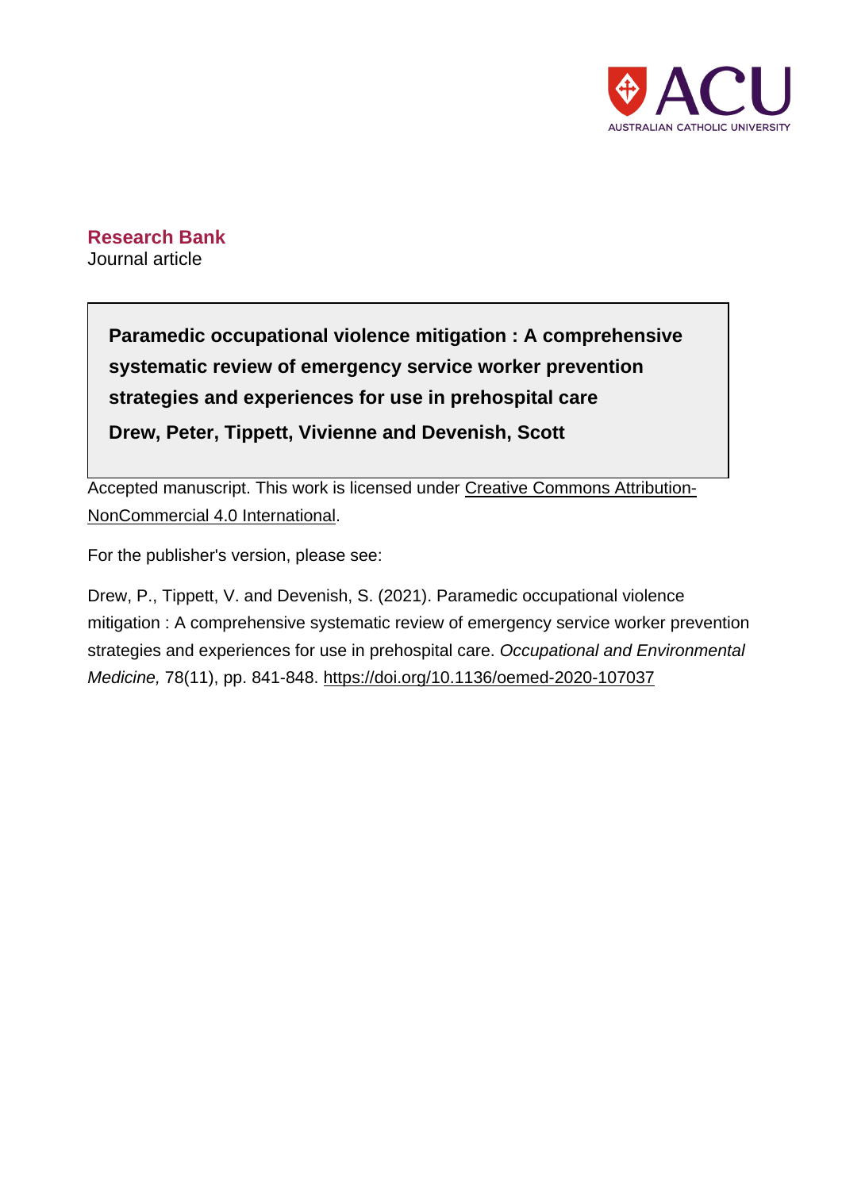ACU
AUSTRALIAN CATHOLIC UNIVERSITY

**Research Bank**
Journal article

**Paramedic occupational violence mitigation : A comprehensive systematic review of emergency service worker prevention strategies and experiences for use in prehospital care**

**Drew, Peter, Tippett, Vivienne and Devenish, Scott**

Accepted manuscript. This work is licensed under Creative Commons Attribution-NonCommercial 4.0 International.

For the publisher's version, please see:

Drew, P., Tippett, V. and Devenish, S. (2021). Paramedic occupational violence mitigation : A comprehensive systematic review of emergency service worker prevention strategies and experiences for use in prehospital care. *Occupational and Environmental Medicine,* 78(11), pp. 841-848. https://doi.org/10.1136/oemed-2020-107037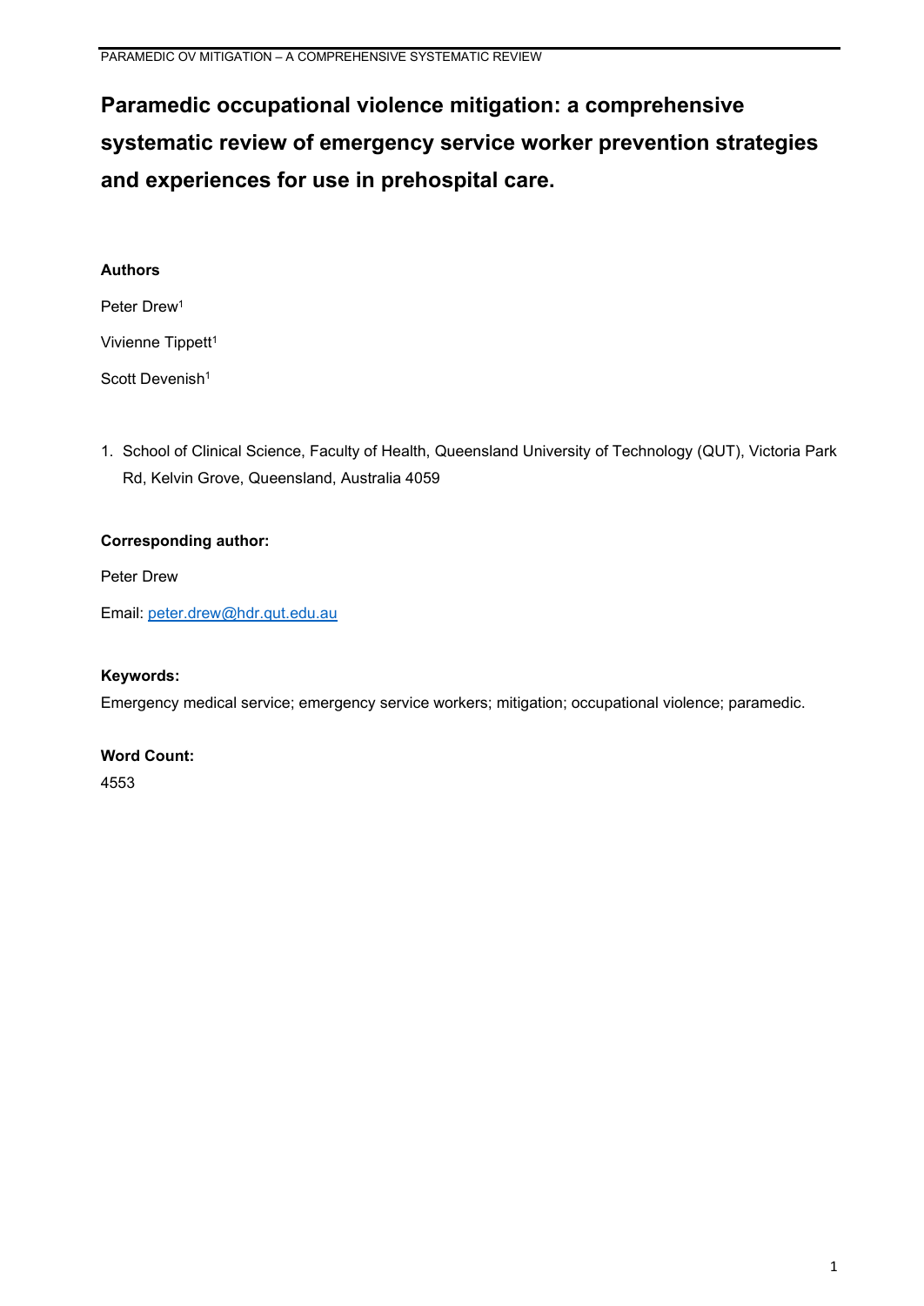# Paramedic occupational violence mitigation: a comprehensive systematic review of emergency service worker prevention strategies and experiences for use in prehospital care.

**Authors**

Peter Drew[1]

Vivienne Tippett[1]

Scott Devenish[1]

1. School of Clinical Science, Faculty of Health, Queensland University of Technology (QUT), Victoria Park Rd, Kelvin Grove, Queensland, Australia 4059

**Corresponding author:**

Peter Drew

Email: peter.drew@hdr.qut.edu.au

**Keywords:**

Emergency medical service; emergency service workers; mitigation; occupational violence; paramedic.

**Word Count:**

4553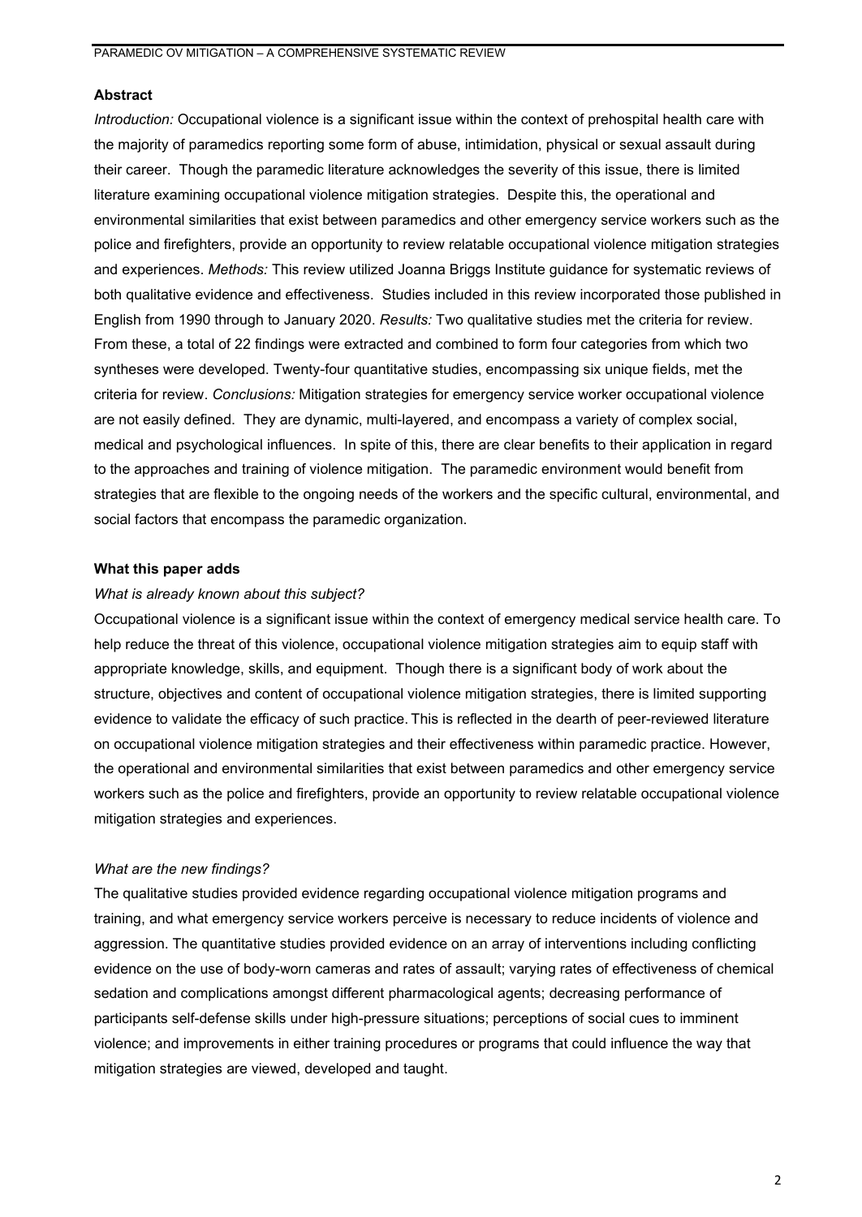## Abstract

*Introduction:* Occupational violence is a significant issue within the context of prehospital health care with the majority of paramedics reporting some form of abuse, intimidation, physical or sexual assault during their career. Though the paramedic literature acknowledges the severity of this issue, there is limited literature examining occupational violence mitigation strategies. Despite this, the operational and environmental similarities that exist between paramedics and other emergency service workers such as the police and firefighters, provide an opportunity to review relatable occupational violence mitigation strategies and experiences. *Methods:* This review utilized Joanna Briggs Institute guidance for systematic reviews of both qualitative evidence and effectiveness. Studies included in this review incorporated those published in English from 1990 through to January 2020. *Results:* Two qualitative studies met the criteria for review. From these, a total of 22 findings were extracted and combined to form four categories from which two syntheses were developed. Twenty-four quantitative studies, encompassing six unique fields, met the criteria for review. *Conclusions:* Mitigation strategies for emergency service worker occupational violence are not easily defined. They are dynamic, multi-layered, and encompass a variety of complex social, medical and psychological influences. In spite of this, there are clear benefits to their application in regard to the approaches and training of violence mitigation. The paramedic environment would benefit from strategies that are flexible to the ongoing needs of the workers and the specific cultural, environmental, and social factors that encompass the paramedic organization.

## What this paper adds

### *What is already known about this subject?*

Occupational violence is a significant issue within the context of emergency medical service health care. To help reduce the threat of this violence, occupational violence mitigation strategies aim to equip staff with appropriate knowledge, skills, and equipment. Though there is a significant body of work about the structure, objectives and content of occupational violence mitigation strategies, there is limited supporting evidence to validate the efficacy of such practice. This is reflected in the dearth of peer-reviewed literature on occupational violence mitigation strategies and their effectiveness within paramedic practice. However, the operational and environmental similarities that exist between paramedics and other emergency service workers such as the police and firefighters, provide an opportunity to review relatable occupational violence mitigation strategies and experiences.

### *What are the new findings?*

The qualitative studies provided evidence regarding occupational violence mitigation programs and training, and what emergency service workers perceive is necessary to reduce incidents of violence and aggression. The quantitative studies provided evidence on an array of interventions including conflicting evidence on the use of body-worn cameras and rates of assault; varying rates of effectiveness of chemical sedation and complications amongst different pharmacological agents; decreasing performance of participants self-defense skills under high-pressure situations; perceptions of social cues to imminent violence; and improvements in either training procedures or programs that could influence the way that mitigation strategies are viewed, developed and taught.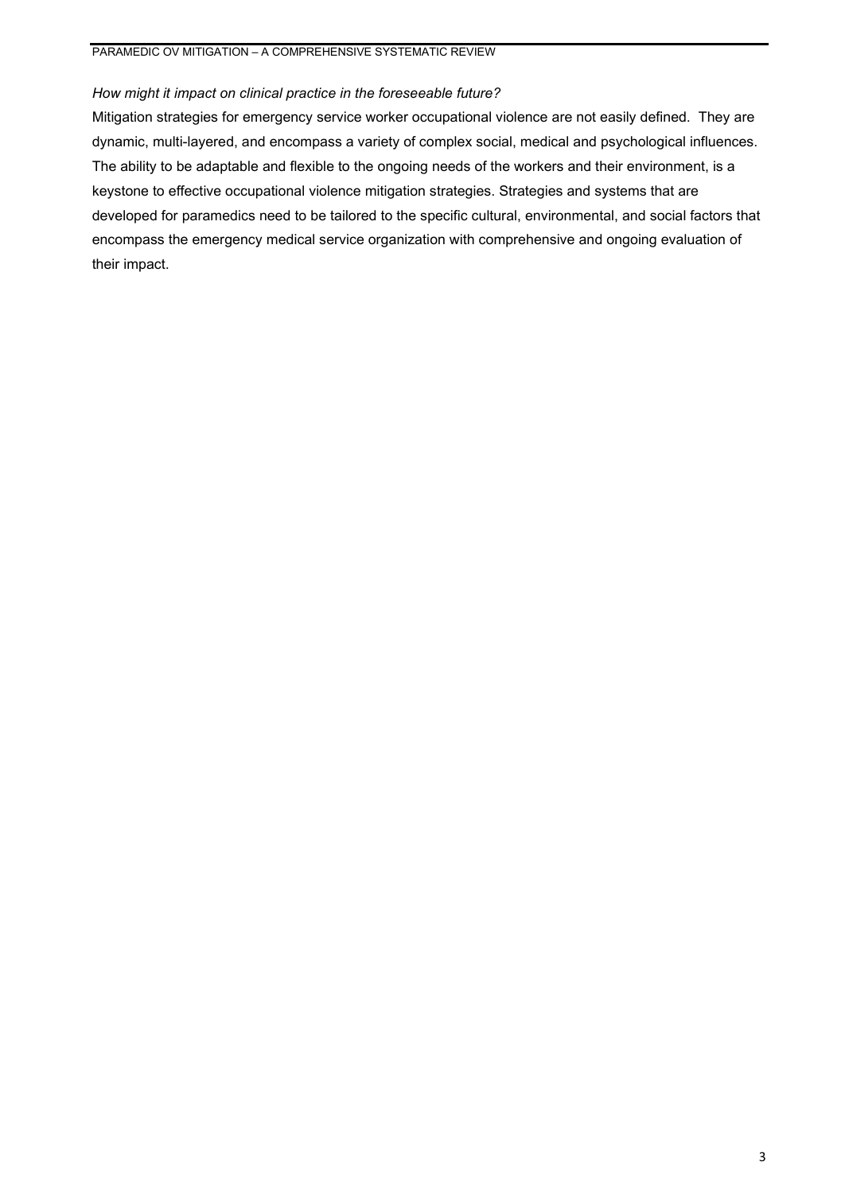*How might it impact on clinical practice in the foreseeable future?*

Mitigation strategies for emergency service worker occupational violence are not easily defined. They are dynamic, multi-layered, and encompass a variety of complex social, medical and psychological influences. The ability to be adaptable and flexible to the ongoing needs of the workers and their environment, is a keystone to effective occupational violence mitigation strategies. Strategies and systems that are developed for paramedics need to be tailored to the specific cultural, environmental, and social factors that encompass the emergency medical service organization with comprehensive and ongoing evaluation of their impact.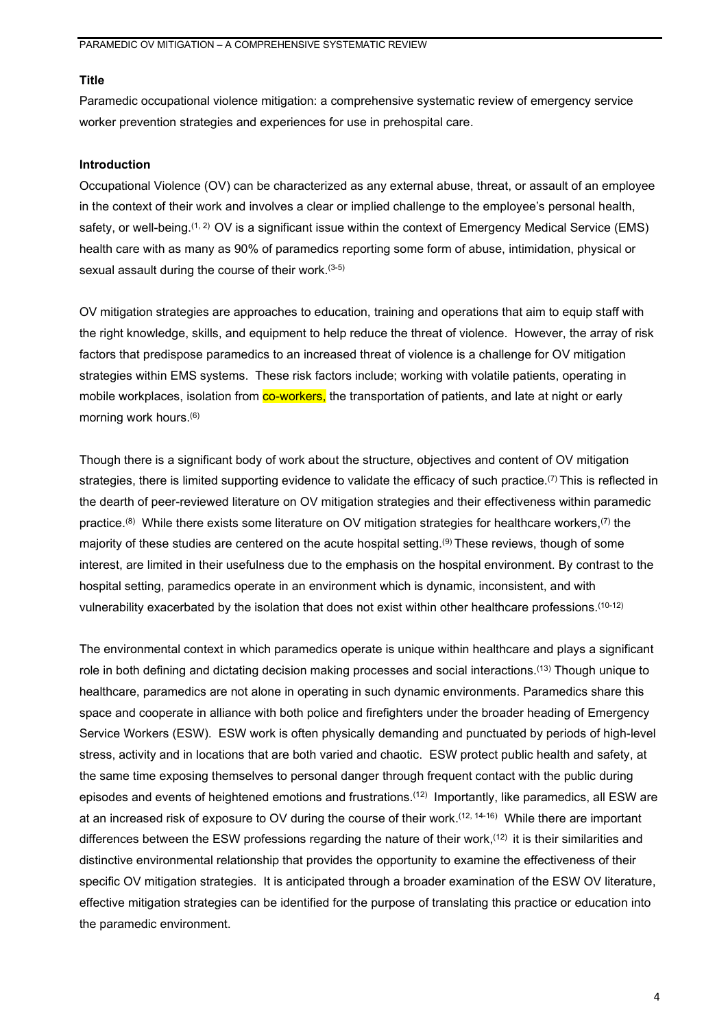## Title

Paramedic occupational violence mitigation: a comprehensive systematic review of emergency service worker prevention strategies and experiences for use in prehospital care.

## Introduction

Occupational Violence (OV) can be characterized as any external abuse, threat, or assault of an employee in the context of their work and involves a clear or implied challenge to the employee's personal health, safety, or well-being.[1, 2] OV is a significant issue within the context of Emergency Medical Service (EMS) health care with as many as 90% of paramedics reporting some form of abuse, intimidation, physical or sexual assault during the course of their work.[3-5]

OV mitigation strategies are approaches to education, training and operations that aim to equip staff with the right knowledge, skills, and equipment to help reduce the threat of violence. However, the array of risk factors that predispose paramedics to an increased threat of violence is a challenge for OV mitigation strategies within EMS systems. These risk factors include; working with volatile patients, operating in mobile workplaces, isolation from co-workers, the transportation of patients, and late at night or early morning work hours.[6]

Though there is a significant body of work about the structure, objectives and content of OV mitigation strategies, there is limited supporting evidence to validate the efficacy of such practice.[7] This is reflected in the dearth of peer-reviewed literature on OV mitigation strategies and their effectiveness within paramedic practice.[8] While there exists some literature on OV mitigation strategies for healthcare workers,[7] the majority of these studies are centered on the acute hospital setting.[9] These reviews, though of some interest, are limited in their usefulness due to the emphasis on the hospital environment. By contrast to the hospital setting, paramedics operate in an environment which is dynamic, inconsistent, and with vulnerability exacerbated by the isolation that does not exist within other healthcare professions.[10-12]

The environmental context in which paramedics operate is unique within healthcare and plays a significant role in both defining and dictating decision making processes and social interactions.[13] Though unique to healthcare, paramedics are not alone in operating in such dynamic environments. Paramedics share this space and cooperate in alliance with both police and firefighters under the broader heading of Emergency Service Workers (ESW). ESW work is often physically demanding and punctuated by periods of high-level stress, activity and in locations that are both varied and chaotic. ESW protect public health and safety, at the same time exposing themselves to personal danger through frequent contact with the public during episodes and events of heightened emotions and frustrations.[12] Importantly, like paramedics, all ESW are at an increased risk of exposure to OV during the course of their work.[12, 14-16] While there are important differences between the ESW professions regarding the nature of their work,[12] it is their similarities and distinctive environmental relationship that provides the opportunity to examine the effectiveness of their specific OV mitigation strategies. It is anticipated through a broader examination of the ESW OV literature, effective mitigation strategies can be identified for the purpose of translating this practice or education into the paramedic environment.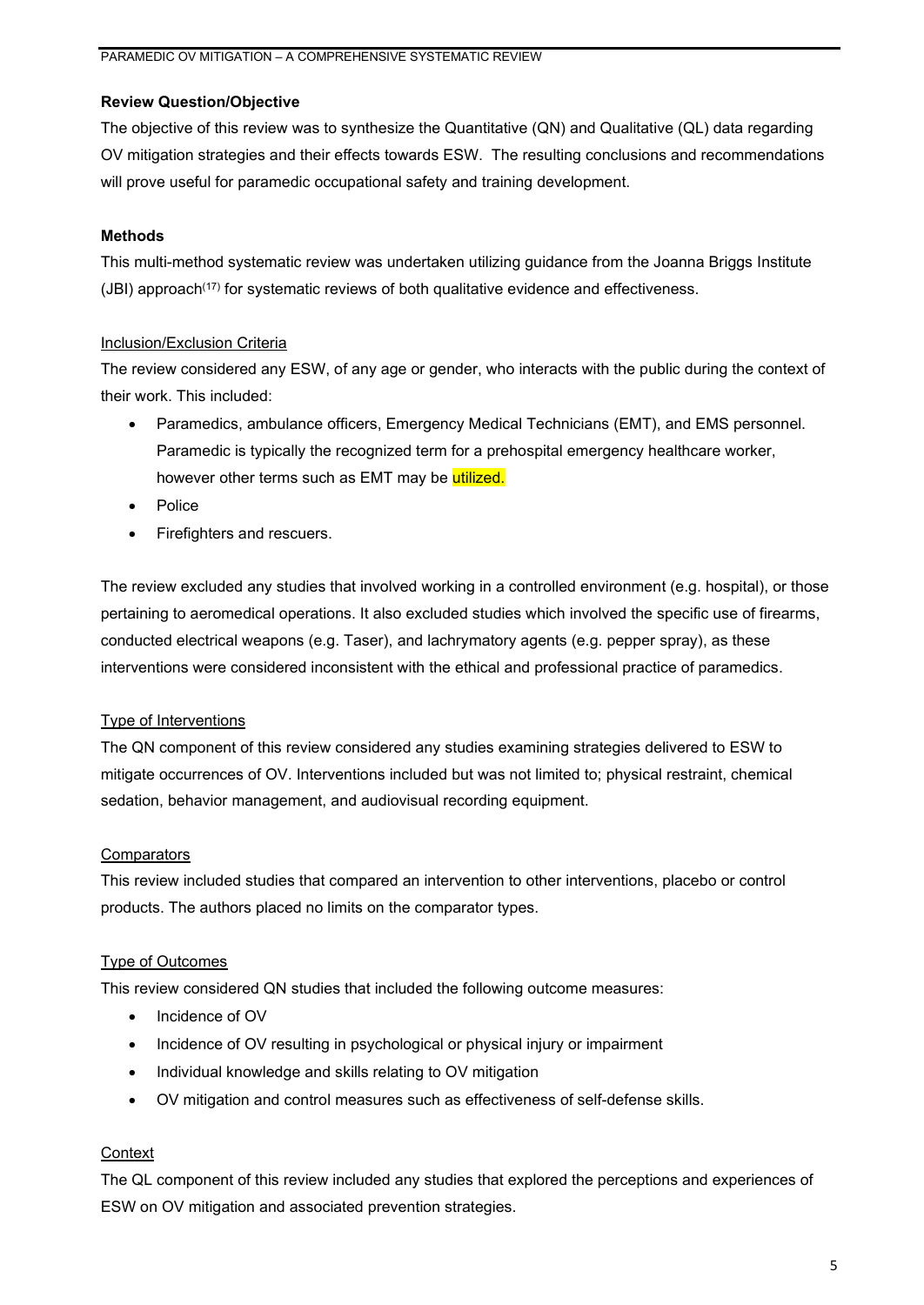### Review Question/Objective

The objective of this review was to synthesize the Quantitative (QN) and Qualitative (QL) data regarding OV mitigation strategies and their effects towards ESW. The resulting conclusions and recommendations will prove useful for paramedic occupational safety and training development.

### Methods

This multi-method systematic review was undertaken utilizing guidance from the Joanna Briggs Institute (JBI) approach[17] for systematic reviews of both qualitative evidence and effectiveness.

#### Inclusion/Exclusion Criteria

The review considered any ESW, of any age or gender, who interacts with the public during the context of their work. This included:

- Paramedics, ambulance officers, Emergency Medical Technicians (EMT), and EMS personnel. Paramedic is typically the recognized term for a prehospital emergency healthcare worker, however other terms such as EMT may be utilized.
- Police
- Firefighters and rescuers.

The review excluded any studies that involved working in a controlled environment (e.g. hospital), or those pertaining to aeromedical operations. It also excluded studies which involved the specific use of firearms, conducted electrical weapons (e.g. Taser), and lachrymatory agents (e.g. pepper spray), as these interventions were considered inconsistent with the ethical and professional practice of paramedics.

#### Type of Interventions

The QN component of this review considered any studies examining strategies delivered to ESW to mitigate occurrences of OV. Interventions included but was not limited to; physical restraint, chemical sedation, behavior management, and audiovisual recording equipment.

#### Comparators

This review included studies that compared an intervention to other interventions, placebo or control products. The authors placed no limits on the comparator types.

#### Type of Outcomes

This review considered QN studies that included the following outcome measures:

- Incidence of OV
- Incidence of OV resulting in psychological or physical injury or impairment
- Individual knowledge and skills relating to OV mitigation
- OV mitigation and control measures such as effectiveness of self-defense skills.

#### Context

The QL component of this review included any studies that explored the perceptions and experiences of ESW on OV mitigation and associated prevention strategies.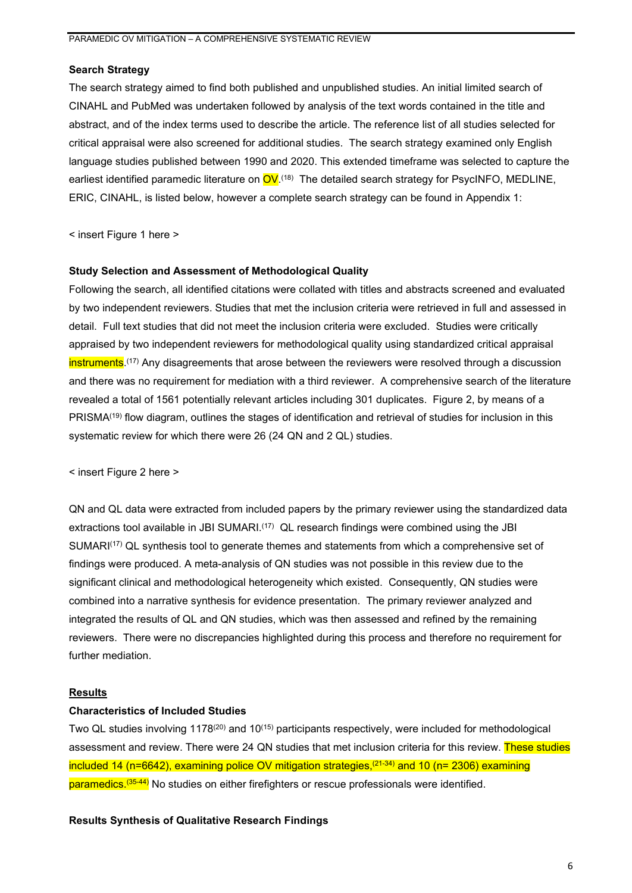### Search Strategy

The search strategy aimed to find both published and unpublished studies. An initial limited search of CINAHL and PubMed was undertaken followed by analysis of the text words contained in the title and abstract, and of the index terms used to describe the article. The reference list of all studies selected for critical appraisal were also screened for additional studies. The search strategy examined only English language studies published between 1990 and 2020. This extended timeframe was selected to capture the earliest identified paramedic literature on OV.[18] The detailed search strategy for PsycINFO, MEDLINE, ERIC, CINAHL, is listed below, however a complete search strategy can be found in Appendix 1:

< insert Figure 1 here >

### Study Selection and Assessment of Methodological Quality

Following the search, all identified citations were collated with titles and abstracts screened and evaluated by two independent reviewers. Studies that met the inclusion criteria were retrieved in full and assessed in detail. Full text studies that did not meet the inclusion criteria were excluded. Studies were critically appraised by two independent reviewers for methodological quality using standardized critical appraisal instruments.[17] Any disagreements that arose between the reviewers were resolved through a discussion and there was no requirement for mediation with a third reviewer. A comprehensive search of the literature revealed a total of 1561 potentially relevant articles including 301 duplicates. Figure 2, by means of a PRISMA[19] flow diagram, outlines the stages of identification and retrieval of studies for inclusion in this systematic review for which there were 26 (24 QN and 2 QL) studies.

< insert Figure 2 here >

QN and QL data were extracted from included papers by the primary reviewer using the standardized data extractions tool available in JBI SUMARI.[17] QL research findings were combined using the JBI SUMARI[17] QL synthesis tool to generate themes and statements from which a comprehensive set of findings were produced. A meta-analysis of QN studies was not possible in this review due to the significant clinical and methodological heterogeneity which existed. Consequently, QN studies were combined into a narrative synthesis for evidence presentation. The primary reviewer analyzed and integrated the results of QL and QN studies, which was then assessed and refined by the remaining reviewers. There were no discrepancies highlighted during this process and therefore no requirement for further mediation.

## Results

### Characteristics of Included Studies

Two QL studies involving 1178[20] and 10[15] participants respectively, were included for methodological assessment and review. There were 24 QN studies that met inclusion criteria for this review. These studies included 14 (n=6642), examining police OV mitigation strategies,[21-34] and 10 (n= 2306) examining paramedics.[35-44] No studies on either firefighters or rescue professionals were identified.

### Results Synthesis of Qualitative Research Findings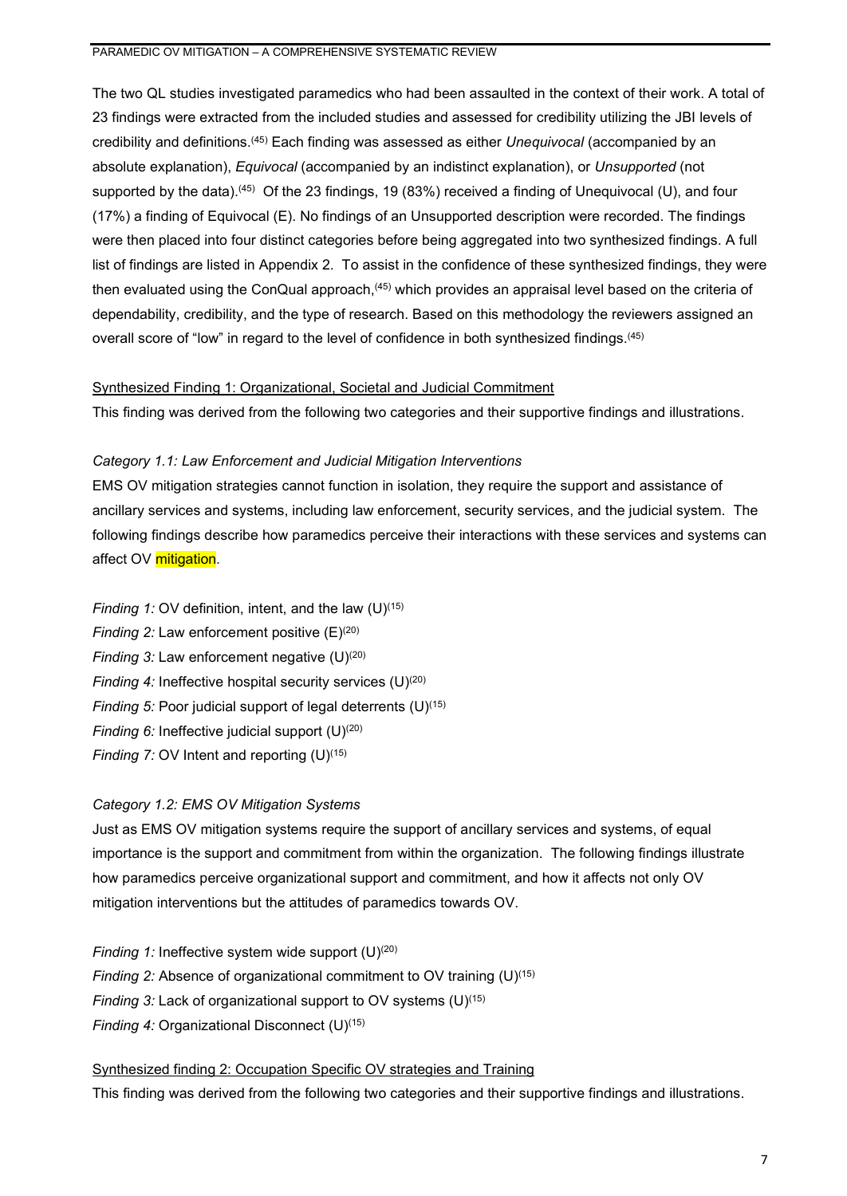The two QL studies investigated paramedics who had been assaulted in the context of their work. A total of 23 findings were extracted from the included studies and assessed for credibility utilizing the JBI levels of credibility and definitions.[45] Each finding was assessed as either *Unequivocal* (accompanied by an absolute explanation), *Equivocal* (accompanied by an indistinct explanation), or *Unsupported* (not supported by the data).[45] Of the 23 findings, 19 (83%) received a finding of Unequivocal (U), and four (17%) a finding of Equivocal (E). No findings of an Unsupported description were recorded. The findings were then placed into four distinct categories before being aggregated into two synthesized findings. A full list of findings are listed in Appendix 2. To assist in the confidence of these synthesized findings, they were then evaluated using the ConQual approach,[45] which provides an appraisal level based on the criteria of dependability, credibility, and the type of research. Based on this methodology the reviewers assigned an overall score of "low" in regard to the level of confidence in both synthesized findings.[45]

Synthesized Finding 1: Organizational, Societal and Judicial Commitment

This finding was derived from the following two categories and their supportive findings and illustrations.

*Category 1.1: Law Enforcement and Judicial Mitigation Interventions*

EMS OV mitigation strategies cannot function in isolation, they require the support and assistance of ancillary services and systems, including law enforcement, security services, and the judicial system. The following findings describe how paramedics perceive their interactions with these services and systems can affect OV mitigation.

*Finding 1:* OV definition, intent, and the law (U)[15]
*Finding 2:* Law enforcement positive (E)[20]
*Finding 3:* Law enforcement negative (U)[20]
*Finding 4:* Ineffective hospital security services (U)[20]
*Finding 5:* Poor judicial support of legal deterrents (U)[15]
*Finding 6:* Ineffective judicial support (U)[20]
*Finding 7:* OV Intent and reporting (U)[15]

*Category 1.2: EMS OV Mitigation Systems*

Just as EMS OV mitigation systems require the support of ancillary services and systems, of equal importance is the support and commitment from within the organization. The following findings illustrate how paramedics perceive organizational support and commitment, and how it affects not only OV mitigation interventions but the attitudes of paramedics towards OV.

*Finding 1:* Ineffective system wide support (U)[20]
*Finding 2:* Absence of organizational commitment to OV training (U)[15]
*Finding 3:* Lack of organizational support to OV systems (U)[15]
*Finding 4:* Organizational Disconnect (U)[15]

Synthesized finding 2: Occupation Specific OV strategies and Training

This finding was derived from the following two categories and their supportive findings and illustrations.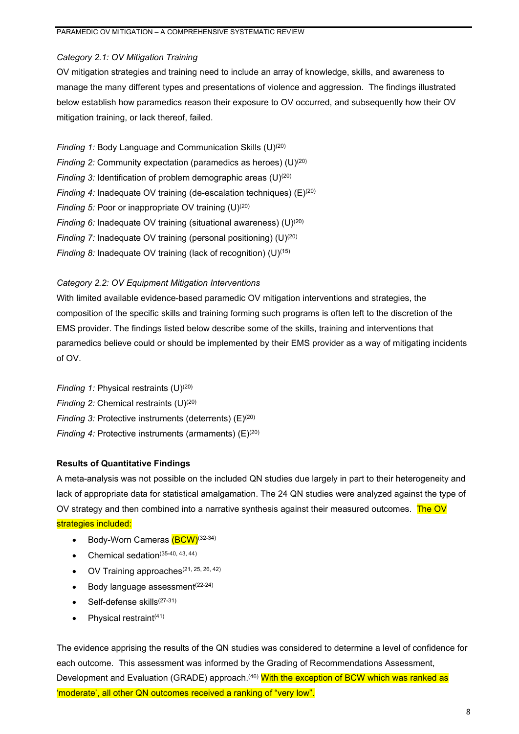*Category 2.1: OV Mitigation Training*

OV mitigation strategies and training need to include an array of knowledge, skills, and awareness to manage the many different types and presentations of violence and aggression. The findings illustrated below establish how paramedics reason their exposure to OV occurred, and subsequently how their OV mitigation training, or lack thereof, failed.

*Finding 1:* Body Language and Communication Skills (U)[20]
*Finding 2:* Community expectation (paramedics as heroes) (U)[20]
*Finding 3:* Identification of problem demographic areas (U)[20]
*Finding 4:* Inadequate OV training (de-escalation techniques) (E)[20]
*Finding 5:* Poor or inappropriate OV training (U)[20]
*Finding 6:* Inadequate OV training (situational awareness) (U)[20]
*Finding 7:* Inadequate OV training (personal positioning) (U)[20]
*Finding 8:* Inadequate OV training (lack of recognition) (U)[15]

*Category 2.2: OV Equipment Mitigation Interventions*

With limited available evidence-based paramedic OV mitigation interventions and strategies, the composition of the specific skills and training forming such programs is often left to the discretion of the EMS provider. The findings listed below describe some of the skills, training and interventions that paramedics believe could or should be implemented by their EMS provider as a way of mitigating incidents of OV.

*Finding 1:* Physical restraints (U)[20]
*Finding 2:* Chemical restraints (U)[20]
*Finding 3:* Protective instruments (deterrents) (E)[20]
*Finding 4:* Protective instruments (armaments) (E)[20]

**Results of Quantitative Findings**

A meta-analysis was not possible on the included QN studies due largely in part to their heterogeneity and lack of appropriate data for statistical amalgamation. The 24 QN studies were analyzed against the type of OV strategy and then combined into a narrative synthesis against their measured outcomes. The OV strategies included:

- Body-Worn Cameras (BCW)[32-34]
- Chemical sedation[35-40, 43, 44]
- OV Training approaches[21, 25, 26, 42]
- Body language assessment[22-24]
- Self-defense skills[27-31]
- Physical restraint[41]

The evidence apprising the results of the QN studies was considered to determine a level of confidence for each outcome. This assessment was informed by the Grading of Recommendations Assessment, Development and Evaluation (GRADE) approach.[46] With the exception of BCW which was ranked as 'moderate', all other QN outcomes received a ranking of "very low".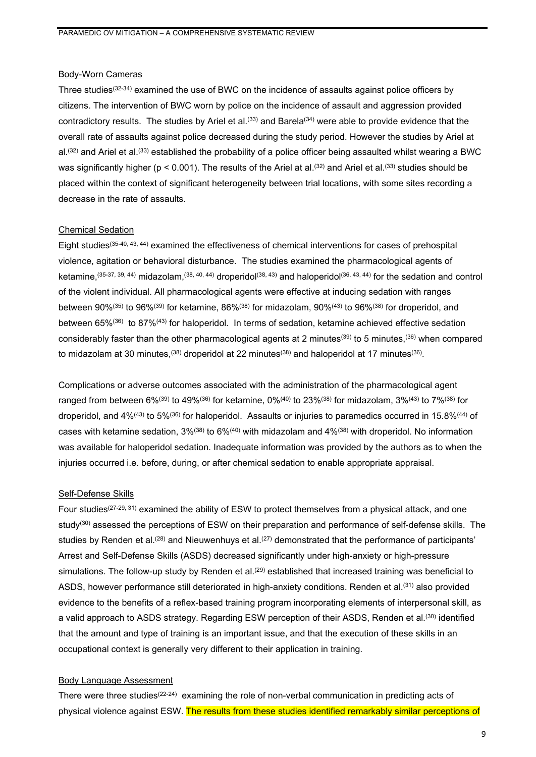### Body-Worn Cameras

Three studies[32-34] examined the use of BWC on the incidence of assaults against police officers by citizens. The intervention of BWC worn by police on the incidence of assault and aggression provided contradictory results. The studies by Ariel et al.[33] and Barela[34] were able to provide evidence that the overall rate of assaults against police decreased during the study period. However the studies by Ariel at al.[32] and Ariel et al.[33] established the probability of a police officer being assaulted whilst wearing a BWC was significantly higher ($p < 0.001$). The results of the Ariel at al.[32] and Ariel et al.[33] studies should be placed within the context of significant heterogeneity between trial locations, with some sites recording a decrease in the rate of assaults.

### Chemical Sedation

Eight studies[35-40, 43, 44] examined the effectiveness of chemical interventions for cases of prehospital violence, agitation or behavioral disturbance. The studies examined the pharmacological agents of ketamine,[35-37, 39, 44] midazolam,[38, 40, 44] droperidol[38, 43] and haloperidol[36, 43, 44] for the sedation and control of the violent individual. All pharmacological agents were effective at inducing sedation with ranges between 90%[35] to 96%[39] for ketamine, 86%[38] for midazolam, 90%[43] to 96%[38] for droperidol, and between 65%[36] to 87%[43] for haloperidol. In terms of sedation, ketamine achieved effective sedation considerably faster than the other pharmacological agents at 2 minutes[39] to 5 minutes,[36] when compared to midazolam at 30 minutes,[38] droperidol at 22 minutes[38] and haloperidol at 17 minutes[36].

Complications or adverse outcomes associated with the administration of the pharmacological agent ranged from between 6%[39] to 49%[36] for ketamine, 0%[40] to 23%[38] for midazolam, 3%[43] to 7%[38] for droperidol, and 4%[43] to 5%[36] for haloperidol. Assaults or injuries to paramedics occurred in 15.8%[44] of cases with ketamine sedation, 3%[38] to 6%[40] with midazolam and 4%[38] with droperidol. No information was available for haloperidol sedation. Inadequate information was provided by the authors as to when the injuries occurred i.e. before, during, or after chemical sedation to enable appropriate appraisal.

### Self-Defense Skills

Four studies[27-29, 31] examined the ability of ESW to protect themselves from a physical attack, and one study[30] assessed the perceptions of ESW on their preparation and performance of self-defense skills. The studies by Renden et al.[28] and Nieuwenhuys et al.[27] demonstrated that the performance of participants' Arrest and Self-Defense Skills (ASDS) decreased significantly under high-anxiety or high-pressure simulations. The follow-up study by Renden et al.[29] established that increased training was beneficial to ASDS, however performance still deteriorated in high-anxiety conditions. Renden et al.[31] also provided evidence to the benefits of a reflex-based training program incorporating elements of interpersonal skill, as a valid approach to ASDS strategy. Regarding ESW perception of their ASDS, Renden et al.[30] identified that the amount and type of training is an important issue, and that the execution of these skills in an occupational context is generally very different to their application in training.

### Body Language Assessment

There were three studies[22-24] examining the role of non-verbal communication in predicting acts of physical violence against ESW. The results from these studies identified remarkably similar perceptions of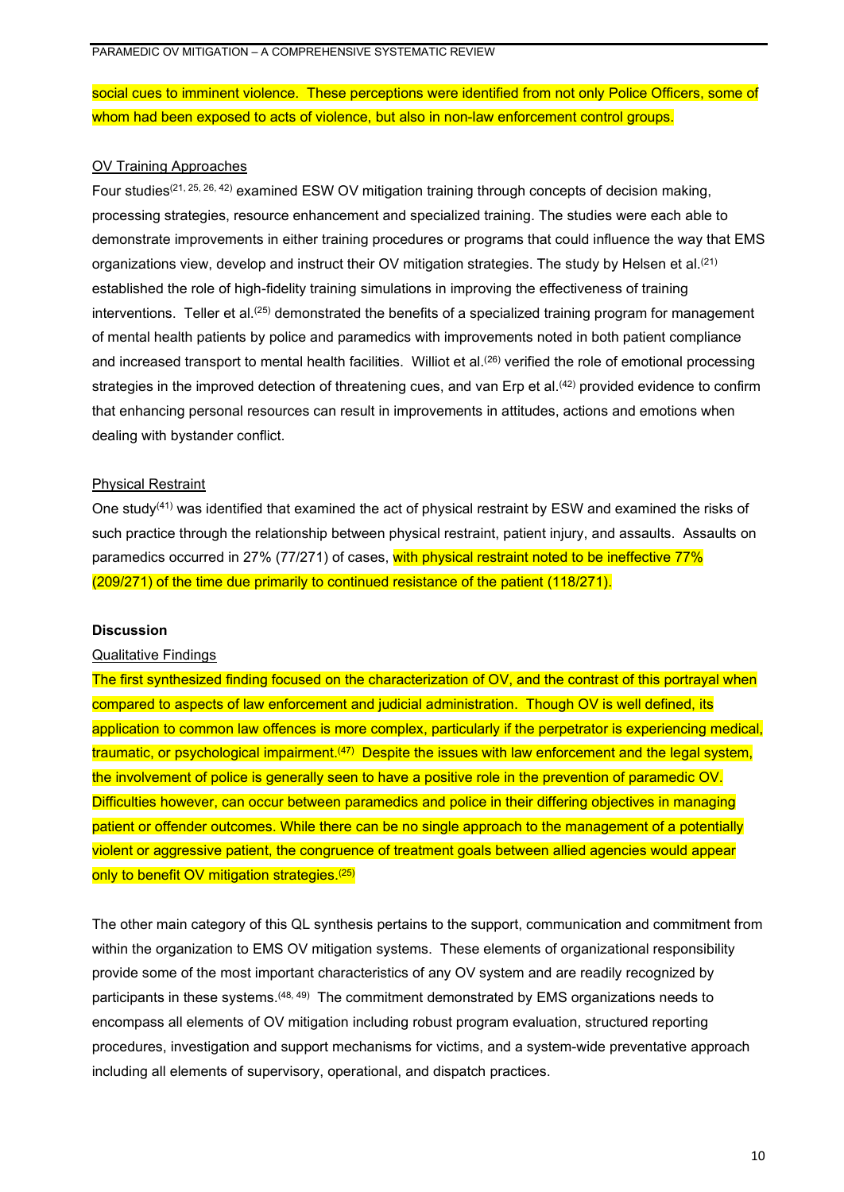social cues to imminent violence. These perceptions were identified from not only Police Officers, some of whom had been exposed to acts of violence, but also in non-law enforcement control groups.

OV Training Approaches

Four studies[21, 25, 26, 42] examined ESW OV mitigation training through concepts of decision making, processing strategies, resource enhancement and specialized training. The studies were each able to demonstrate improvements in either training procedures or programs that could influence the way that EMS organizations view, develop and instruct their OV mitigation strategies. The study by Helsen et al.[21] established the role of high-fidelity training simulations in improving the effectiveness of training interventions. Teller et al.[25] demonstrated the benefits of a specialized training program for management of mental health patients by police and paramedics with improvements noted in both patient compliance and increased transport to mental health facilities. Williot et al.[26] verified the role of emotional processing strategies in the improved detection of threatening cues, and van Erp et al.[42] provided evidence to confirm that enhancing personal resources can result in improvements in attitudes, actions and emotions when dealing with bystander conflict.

Physical Restraint

One study[41] was identified that examined the act of physical restraint by ESW and examined the risks of such practice through the relationship between physical restraint, patient injury, and assaults. Assaults on paramedics occurred in 27% (77/271) of cases, with physical restraint noted to be ineffective 77% (209/271) of the time due primarily to continued resistance of the patient (118/271).

**Discussion**

Qualitative Findings

The first synthesized finding focused on the characterization of OV, and the contrast of this portrayal when compared to aspects of law enforcement and judicial administration. Though OV is well defined, its application to common law offences is more complex, particularly if the perpetrator is experiencing medical, traumatic, or psychological impairment.[47] Despite the issues with law enforcement and the legal system, the involvement of police is generally seen to have a positive role in the prevention of paramedic OV. Difficulties however, can occur between paramedics and police in their differing objectives in managing patient or offender outcomes. While there can be no single approach to the management of a potentially violent or aggressive patient, the congruence of treatment goals between allied agencies would appear only to benefit OV mitigation strategies.[25]

The other main category of this QL synthesis pertains to the support, communication and commitment from within the organization to EMS OV mitigation systems. These elements of organizational responsibility provide some of the most important characteristics of any OV system and are readily recognized by participants in these systems.[48, 49] The commitment demonstrated by EMS organizations needs to encompass all elements of OV mitigation including robust program evaluation, structured reporting procedures, investigation and support mechanisms for victims, and a system-wide preventative approach including all elements of supervisory, operational, and dispatch practices.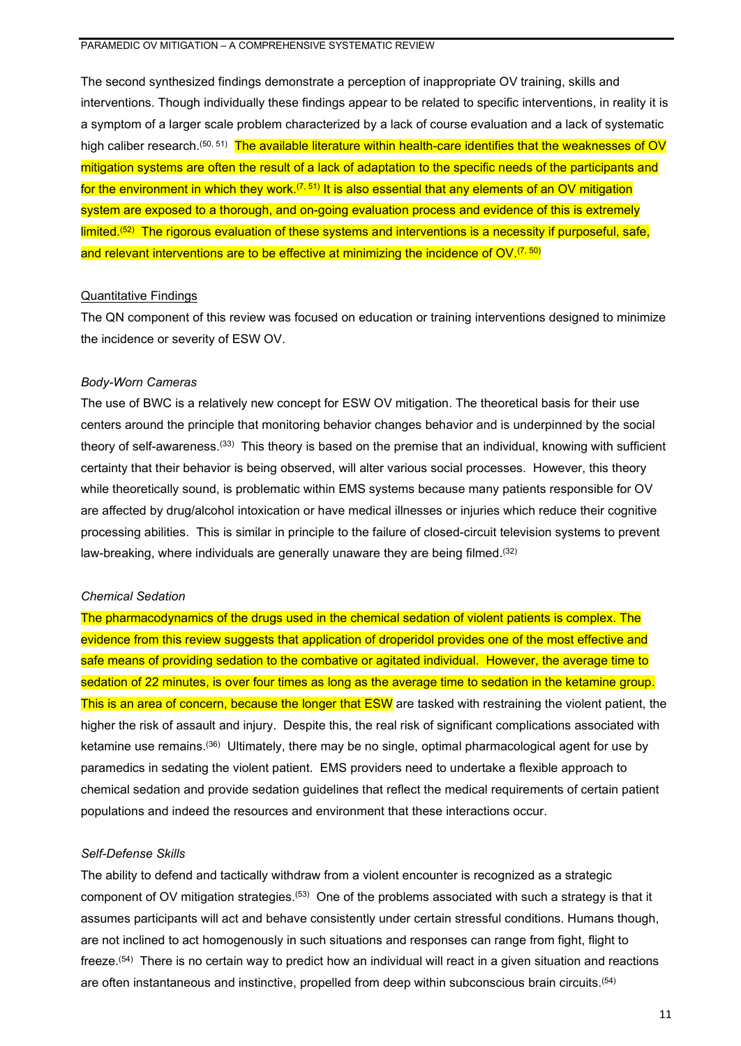The second synthesized findings demonstrate a perception of inappropriate OV training, skills and interventions. Though individually these findings appear to be related to specific interventions, in reality it is a symptom of a larger scale problem characterized by a lack of course evaluation and a lack of systematic high caliber research.[50, 51] The available literature within health-care identifies that the weaknesses of OV mitigation systems are often the result of a lack of adaptation to the specific needs of the participants and for the environment in which they work.[7, 51] It is also essential that any elements of an OV mitigation system are exposed to a thorough, and on-going evaluation process and evidence of this is extremely limited.[52] The rigorous evaluation of these systems and interventions is a necessity if purposeful, safe, and relevant interventions are to be effective at minimizing the incidence of OV.[7, 50]

## Quantitative Findings

The QN component of this review was focused on education or training interventions designed to minimize the incidence or severity of ESW OV.

### *Body-Worn Cameras*

The use of BWC is a relatively new concept for ESW OV mitigation. The theoretical basis for their use centers around the principle that monitoring behavior changes behavior and is underpinned by the social theory of self-awareness.[33] This theory is based on the premise that an individual, knowing with sufficient certainty that their behavior is being observed, will alter various social processes. However, this theory while theoretically sound, is problematic within EMS systems because many patients responsible for OV are affected by drug/alcohol intoxication or have medical illnesses or injuries which reduce their cognitive processing abilities. This is similar in principle to the failure of closed-circuit television systems to prevent law-breaking, where individuals are generally unaware they are being filmed.[32]

### *Chemical Sedation*

The pharmacodynamics of the drugs used in the chemical sedation of violent patients is complex. The evidence from this review suggests that application of droperidol provides one of the most effective and safe means of providing sedation to the combative or agitated individual. However, the average time to sedation of 22 minutes, is over four times as long as the average time to sedation in the ketamine group. This is an area of concern, because the longer that ESW are tasked with restraining the violent patient, the higher the risk of assault and injury. Despite this, the real risk of significant complications associated with ketamine use remains.[36] Ultimately, there may be no single, optimal pharmacological agent for use by paramedics in sedating the violent patient. EMS providers need to undertake a flexible approach to chemical sedation and provide sedation guidelines that reflect the medical requirements of certain patient populations and indeed the resources and environment that these interactions occur.

### *Self-Defense Skills*

The ability to defend and tactically withdraw from a violent encounter is recognized as a strategic component of OV mitigation strategies.[53] One of the problems associated with such a strategy is that it assumes participants will act and behave consistently under certain stressful conditions. Humans though, are not inclined to act homogenously in such situations and responses can range from fight, flight to freeze.[54] There is no certain way to predict how an individual will react in a given situation and reactions are often instantaneous and instinctive, propelled from deep within subconscious brain circuits.[54]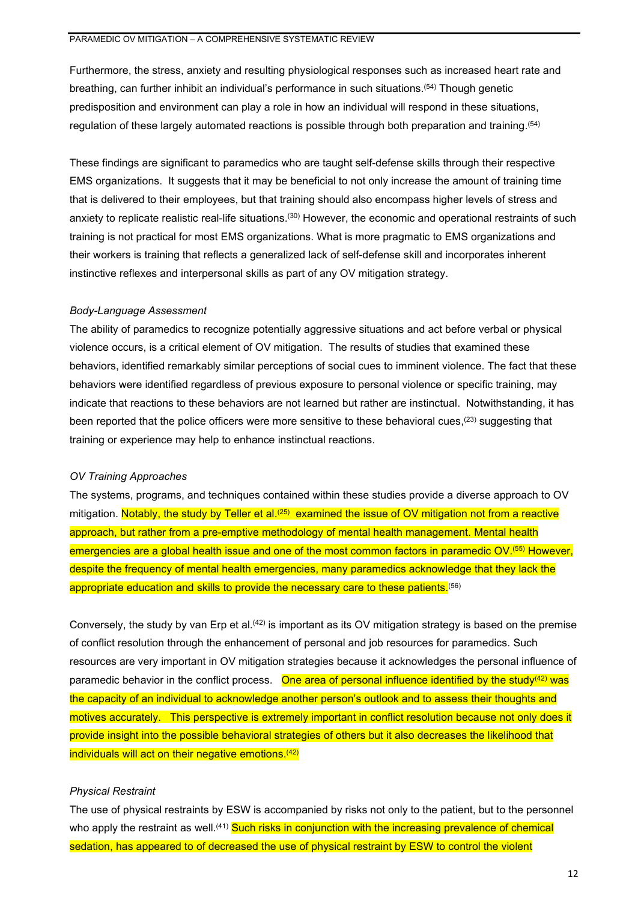Furthermore, the stress, anxiety and resulting physiological responses such as increased heart rate and breathing, can further inhibit an individual's performance in such situations.[54] Though genetic predisposition and environment can play a role in how an individual will respond in these situations, regulation of these largely automated reactions is possible through both preparation and training.[54]

These findings are significant to paramedics who are taught self-defense skills through their respective EMS organizations. It suggests that it may be beneficial to not only increase the amount of training time that is delivered to their employees, but that training should also encompass higher levels of stress and anxiety to replicate realistic real-life situations.[30] However, the economic and operational restraints of such training is not practical for most EMS organizations. What is more pragmatic to EMS organizations and their workers is training that reflects a generalized lack of self-defense skill and incorporates inherent instinctive reflexes and interpersonal skills as part of any OV mitigation strategy.

*Body-Language Assessment*

The ability of paramedics to recognize potentially aggressive situations and act before verbal or physical violence occurs, is a critical element of OV mitigation. The results of studies that examined these behaviors, identified remarkably similar perceptions of social cues to imminent violence. The fact that these behaviors were identified regardless of previous exposure to personal violence or specific training, may indicate that reactions to these behaviors are not learned but rather are instinctual. Notwithstanding, it has been reported that the police officers were more sensitive to these behavioral cues,[23] suggesting that training or experience may help to enhance instinctual reactions.

*OV Training Approaches*

The systems, programs, and techniques contained within these studies provide a diverse approach to OV mitigation. Notably, the study by Teller et al.[25] examined the issue of OV mitigation not from a reactive approach, but rather from a pre-emptive methodology of mental health management. Mental health emergencies are a global health issue and one of the most common factors in paramedic OV.[55] However, despite the frequency of mental health emergencies, many paramedics acknowledge that they lack the appropriate education and skills to provide the necessary care to these patients.[56]

Conversely, the study by van Erp et al.[42] is important as its OV mitigation strategy is based on the premise of conflict resolution through the enhancement of personal and job resources for paramedics. Such resources are very important in OV mitigation strategies because it acknowledges the personal influence of paramedic behavior in the conflict process. One area of personal influence identified by the study[42] was the capacity of an individual to acknowledge another person's outlook and to assess their thoughts and motives accurately. This perspective is extremely important in conflict resolution because not only does it provide insight into the possible behavioral strategies of others but it also decreases the likelihood that individuals will act on their negative emotions.[42]

*Physical Restraint*

The use of physical restraints by ESW is accompanied by risks not only to the patient, but to the personnel who apply the restraint as well.[41] Such risks in conjunction with the increasing prevalence of chemical sedation, has appeared to of decreased the use of physical restraint by ESW to control the violent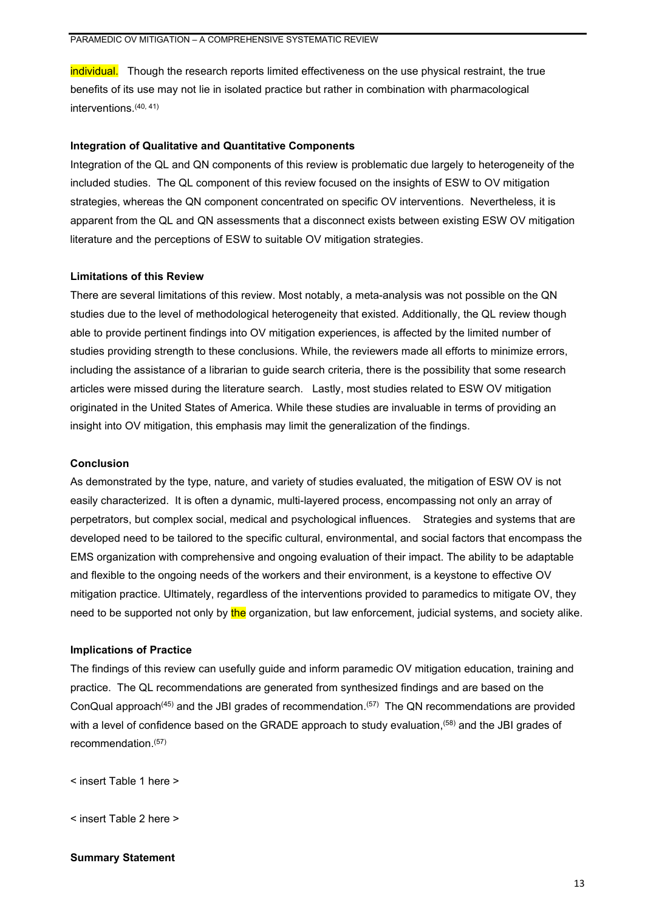individual. Though the research reports limited effectiveness on the use physical restraint, the true benefits of its use may not lie in isolated practice but rather in combination with pharmacological interventions.[40, 41]

**Integration of Qualitative and Quantitative Components**

Integration of the QL and QN components of this review is problematic due largely to heterogeneity of the included studies. The QL component of this review focused on the insights of ESW to OV mitigation strategies, whereas the QN component concentrated on specific OV interventions. Nevertheless, it is apparent from the QL and QN assessments that a disconnect exists between existing ESW OV mitigation literature and the perceptions of ESW to suitable OV mitigation strategies.

**Limitations of this Review**

There are several limitations of this review. Most notably, a meta-analysis was not possible on the QN studies due to the level of methodological heterogeneity that existed. Additionally, the QL review though able to provide pertinent findings into OV mitigation experiences, is affected by the limited number of studies providing strength to these conclusions. While, the reviewers made all efforts to minimize errors, including the assistance of a librarian to guide search criteria, there is the possibility that some research articles were missed during the literature search. Lastly, most studies related to ESW OV mitigation originated in the United States of America. While these studies are invaluable in terms of providing an insight into OV mitigation, this emphasis may limit the generalization of the findings.

**Conclusion**

As demonstrated by the type, nature, and variety of studies evaluated, the mitigation of ESW OV is not easily characterized. It is often a dynamic, multi-layered process, encompassing not only an array of perpetrators, but complex social, medical and psychological influences. Strategies and systems that are developed need to be tailored to the specific cultural, environmental, and social factors that encompass the EMS organization with comprehensive and ongoing evaluation of their impact. The ability to be adaptable and flexible to the ongoing needs of the workers and their environment, is a keystone to effective OV mitigation practice. Ultimately, regardless of the interventions provided to paramedics to mitigate OV, they need to be supported not only by the organization, but law enforcement, judicial systems, and society alike.

**Implications of Practice**

The findings of this review can usefully guide and inform paramedic OV mitigation education, training and practice. The QL recommendations are generated from synthesized findings and are based on the ConQual approach[45] and the JBI grades of recommendation.[57] The QN recommendations are provided with a level of confidence based on the GRADE approach to study evaluation,[58] and the JBI grades of recommendation.[57]

< insert Table 1 here >

< insert Table 2 here >

**Summary Statement**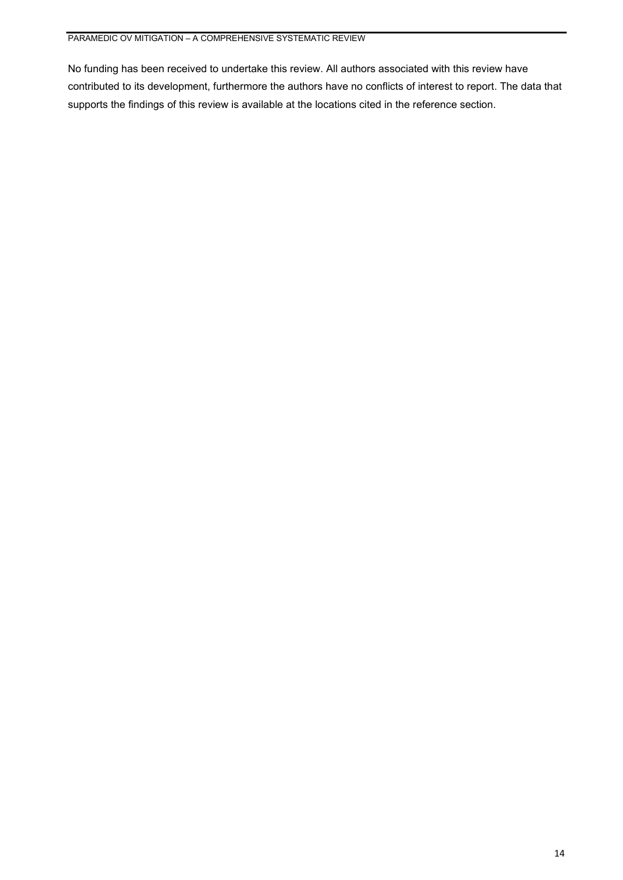No funding has been received to undertake this review. All authors associated with this review have contributed to its development, furthermore the authors have no conflicts of interest to report. The data that supports the findings of this review is available at the locations cited in the reference section.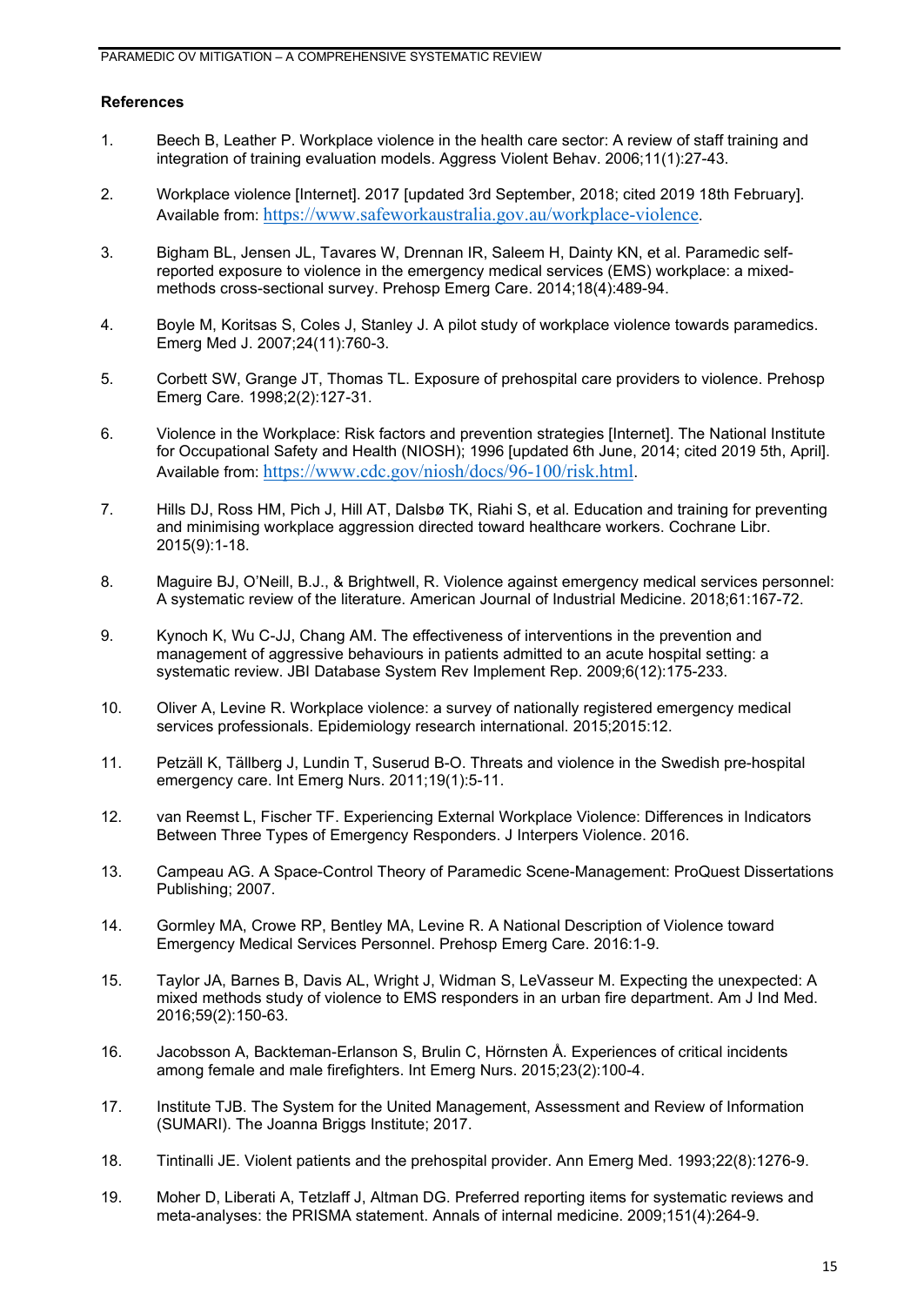## References

1. Beech B, Leather P. Workplace violence in the health care sector: A review of staff training and integration of training evaluation models. Aggress Violent Behav. 2006;11(1):27-43.

2. Workplace violence [Internet]. 2017 [updated 3rd September, 2018; cited 2019 18th February]. Available from: https://www.safeworkaustralia.gov.au/workplace-violence.

3. Bigham BL, Jensen JL, Tavares W, Drennan IR, Saleem H, Dainty KN, et al. Paramedic self-reported exposure to violence in the emergency medical services (EMS) workplace: a mixed-methods cross-sectional survey. Prehosp Emerg Care. 2014;18(4):489-94.

4. Boyle M, Koritsas S, Coles J, Stanley J. A pilot study of workplace violence towards paramedics. Emerg Med J. 2007;24(11):760-3.

5. Corbett SW, Grange JT, Thomas TL. Exposure of prehospital care providers to violence. Prehosp Emerg Care. 1998;2(2):127-31.

6. Violence in the Workplace: Risk factors and prevention strategies [Internet]. The National Institute for Occupational Safety and Health (NIOSH); 1996 [updated 6th June, 2014; cited 2019 5th, April]. Available from: https://www.cdc.gov/niosh/docs/96-100/risk.html.

7. Hills DJ, Ross HM, Pich J, Hill AT, Dalsbø TK, Riahi S, et al. Education and training for preventing and minimising workplace aggression directed toward healthcare workers. Cochrane Libr. 2015(9):1-18.

8. Maguire BJ, O'Neill, B.J., & Brightwell, R. Violence against emergency medical services personnel: A systematic review of the literature. American Journal of Industrial Medicine. 2018;61:167-72.

9. Kynoch K, Wu C-JJ, Chang AM. The effectiveness of interventions in the prevention and management of aggressive behaviours in patients admitted to an acute hospital setting: a systematic review. JBI Database System Rev Implement Rep. 2009;6(12):175-233.

10. Oliver A, Levine R. Workplace violence: a survey of nationally registered emergency medical services professionals. Epidemiology research international. 2015;2015:12.

11. Petzäll K, Tällberg J, Lundin T, Suserud B-O. Threats and violence in the Swedish pre-hospital emergency care. Int Emerg Nurs. 2011;19(1):5-11.

12. van Reemst L, Fischer TF. Experiencing External Workplace Violence: Differences in Indicators Between Three Types of Emergency Responders. J Interpers Violence. 2016.

13. Campeau AG. A Space-Control Theory of Paramedic Scene-Management: ProQuest Dissertations Publishing; 2007.

14. Gormley MA, Crowe RP, Bentley MA, Levine R. A National Description of Violence toward Emergency Medical Services Personnel. Prehosp Emerg Care. 2016:1-9.

15. Taylor JA, Barnes B, Davis AL, Wright J, Widman S, LeVasseur M. Expecting the unexpected: A mixed methods study of violence to EMS responders in an urban fire department. Am J Ind Med. 2016;59(2):150-63.

16. Jacobsson A, Backteman-Erlanson S, Brulin C, Hörnsten Å. Experiences of critical incidents among female and male firefighters. Int Emerg Nurs. 2015;23(2):100-4.

17. Institute TJB. The System for the United Management, Assessment and Review of Information (SUMARI). The Joanna Briggs Institute; 2017.

18. Tintinalli JE. Violent patients and the prehospital provider. Ann Emerg Med. 1993;22(8):1276-9.

19. Moher D, Liberati A, Tetzlaff J, Altman DG. Preferred reporting items for systematic reviews and meta-analyses: the PRISMA statement. Annals of internal medicine. 2009;151(4):264-9.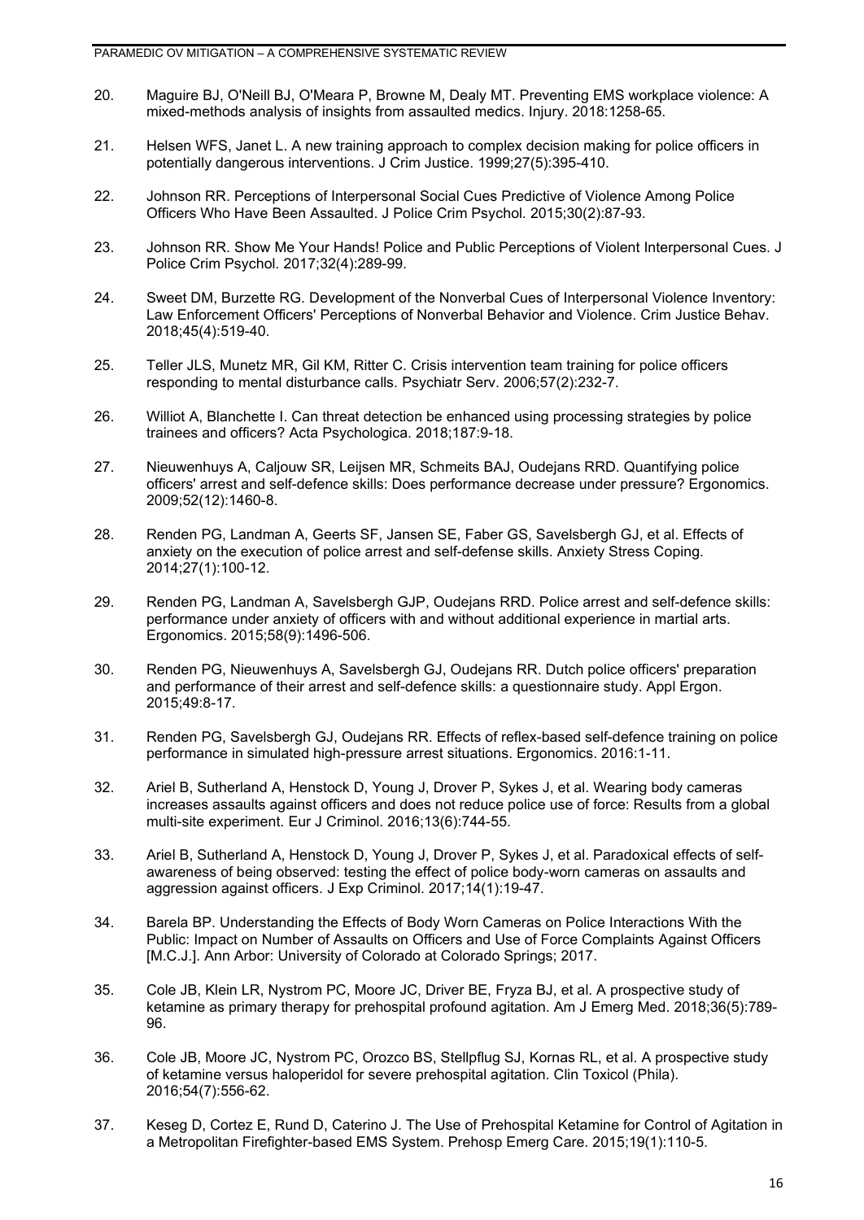20. Maguire BJ, O'Neill BJ, O'Meara P, Browne M, Dealy MT. Preventing EMS workplace violence: A mixed-methods analysis of insights from assaulted medics. Injury. 2018:1258-65.

21. Helsen WFS, Janet L. A new training approach to complex decision making for police officers in potentially dangerous interventions. J Crim Justice. 1999;27(5):395-410.

22. Johnson RR. Perceptions of Interpersonal Social Cues Predictive of Violence Among Police Officers Who Have Been Assaulted. J Police Crim Psychol. 2015;30(2):87-93.

23. Johnson RR. Show Me Your Hands! Police and Public Perceptions of Violent Interpersonal Cues. J Police Crim Psychol. 2017;32(4):289-99.

24. Sweet DM, Burzette RG. Development of the Nonverbal Cues of Interpersonal Violence Inventory: Law Enforcement Officers' Perceptions of Nonverbal Behavior and Violence. Crim Justice Behav. 2018;45(4):519-40.

25. Teller JLS, Munetz MR, Gil KM, Ritter C. Crisis intervention team training for police officers responding to mental disturbance calls. Psychiatr Serv. 2006;57(2):232-7.

26. Williot A, Blanchette I. Can threat detection be enhanced using processing strategies by police trainees and officers? Acta Psychologica. 2018;187:9-18.

27. Nieuwenhuys A, Caljouw SR, Leijsen MR, Schmeits BAJ, Oudejans RRD. Quantifying police officers' arrest and self-defence skills: Does performance decrease under pressure? Ergonomics. 2009;52(12):1460-8.

28. Renden PG, Landman A, Geerts SF, Jansen SE, Faber GS, Savelsbergh GJ, et al. Effects of anxiety on the execution of police arrest and self-defense skills. Anxiety Stress Coping. 2014;27(1):100-12.

29. Renden PG, Landman A, Savelsbergh GJP, Oudejans RRD. Police arrest and self-defence skills: performance under anxiety of officers with and without additional experience in martial arts. Ergonomics. 2015;58(9):1496-506.

30. Renden PG, Nieuwenhuys A, Savelsbergh GJ, Oudejans RR. Dutch police officers' preparation and performance of their arrest and self-defence skills: a questionnaire study. Appl Ergon. 2015;49:8-17.

31. Renden PG, Savelsbergh GJ, Oudejans RR. Effects of reflex-based self-defence training on police performance in simulated high-pressure arrest situations. Ergonomics. 2016:1-11.

32. Ariel B, Sutherland A, Henstock D, Young J, Drover P, Sykes J, et al. Wearing body cameras increases assaults against officers and does not reduce police use of force: Results from a global multi-site experiment. Eur J Criminol. 2016;13(6):744-55.

33. Ariel B, Sutherland A, Henstock D, Young J, Drover P, Sykes J, et al. Paradoxical effects of self-awareness of being observed: testing the effect of police body-worn cameras on assaults and aggression against officers. J Exp Criminol. 2017;14(1):19-47.

34. Barela BP. Understanding the Effects of Body Worn Cameras on Police Interactions With the Public: Impact on Number of Assaults on Officers and Use of Force Complaints Against Officers [M.C.J.]. Ann Arbor: University of Colorado at Colorado Springs; 2017.

35. Cole JB, Klein LR, Nystrom PC, Moore JC, Driver BE, Fryza BJ, et al. A prospective study of ketamine as primary therapy for prehospital profound agitation. Am J Emerg Med. 2018;36(5):789-96.

36. Cole JB, Moore JC, Nystrom PC, Orozco BS, Stellpflug SJ, Kornas RL, et al. A prospective study of ketamine versus haloperidol for severe prehospital agitation. Clin Toxicol (Phila). 2016;54(7):556-62.

37. Keseg D, Cortez E, Rund D, Caterino J. The Use of Prehospital Ketamine for Control of Agitation in a Metropolitan Firefighter-based EMS System. Prehosp Emerg Care. 2015;19(1):110-5.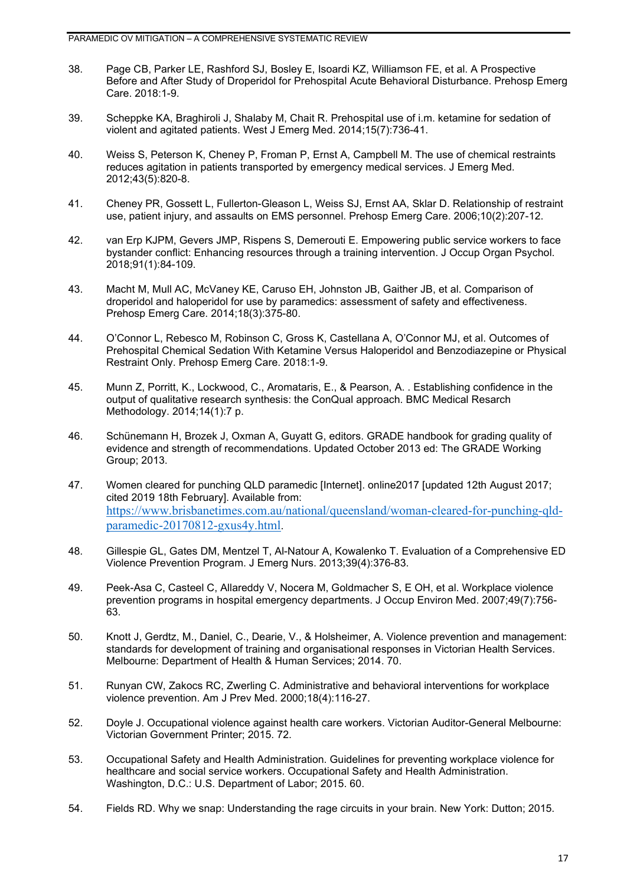38. Page CB, Parker LE, Rashford SJ, Bosley E, Isoardi KZ, Williamson FE, et al. A Prospective Before and After Study of Droperidol for Prehospital Acute Behavioral Disturbance. Prehosp Emerg Care. 2018:1-9.

39. Scheppke KA, Braghiroli J, Shalaby M, Chait R. Prehospital use of i.m. ketamine for sedation of violent and agitated patients. West J Emerg Med. 2014;15(7):736-41.

40. Weiss S, Peterson K, Cheney P, Froman P, Ernst A, Campbell M. The use of chemical restraints reduces agitation in patients transported by emergency medical services. J Emerg Med. 2012;43(5):820-8.

41. Cheney PR, Gossett L, Fullerton-Gleason L, Weiss SJ, Ernst AA, Sklar D. Relationship of restraint use, patient injury, and assaults on EMS personnel. Prehosp Emerg Care. 2006;10(2):207-12.

42. van Erp KJPM, Gevers JMP, Rispens S, Demerouti E. Empowering public service workers to face bystander conflict: Enhancing resources through a training intervention. J Occup Organ Psychol. 2018;91(1):84-109.

43. Macht M, Mull AC, McVaney KE, Caruso EH, Johnston JB, Gaither JB, et al. Comparison of droperidol and haloperidol for use by paramedics: assessment of safety and effectiveness. Prehosp Emerg Care. 2014;18(3):375-80.

44. O'Connor L, Rebesco M, Robinson C, Gross K, Castellana A, O'Connor MJ, et al. Outcomes of Prehospital Chemical Sedation With Ketamine Versus Haloperidol and Benzodiazepine or Physical Restraint Only. Prehosp Emerg Care. 2018:1-9.

45. Munn Z, Porritt, K., Lockwood, C., Aromataris, E., & Pearson, A. . Establishing confidence in the output of qualitative research synthesis: the ConQual approach. BMC Medical Resarch Methodology. 2014;14(1):7 p.

46. Schünemann H, Brozek J, Oxman A, Guyatt G, editors. GRADE handbook for grading quality of evidence and strength of recommendations. Updated October 2013 ed: The GRADE Working Group; 2013.

47. Women cleared for punching QLD paramedic [Internet]. online2017 [updated 12th August 2017; cited 2019 18th February]. Available from: https://www.brisbanetimes.com.au/national/queensland/woman-cleared-for-punching-qld-paramedic-20170812-gxus4y.html.

48. Gillespie GL, Gates DM, Mentzel T, Al-Natour A, Kowalenko T. Evaluation of a Comprehensive ED Violence Prevention Program. J Emerg Nurs. 2013;39(4):376-83.

49. Peek-Asa C, Casteel C, Allareddy V, Nocera M, Goldmacher S, E OH, et al. Workplace violence prevention programs in hospital emergency departments. J Occup Environ Med. 2007;49(7):756-63.

50. Knott J, Gerdtz, M., Daniel, C., Dearie, V., & Holsheimer, A. Violence prevention and management: standards for development of training and organisational responses in Victorian Health Services. Melbourne: Department of Health & Human Services; 2014. 70.

51. Runyan CW, Zakocs RC, Zwerling C. Administrative and behavioral interventions for workplace violence prevention. Am J Prev Med. 2000;18(4):116-27.

52. Doyle J. Occupational violence against health care workers. Victorian Auditor-General Melbourne: Victorian Government Printer; 2015. 72.

53. Occupational Safety and Health Administration. Guidelines for preventing workplace violence for healthcare and social service workers. Occupational Safety and Health Administration. Washington, D.C.: U.S. Department of Labor; 2015. 60.

54. Fields RD. Why we snap: Understanding the rage circuits in your brain. New York: Dutton; 2015.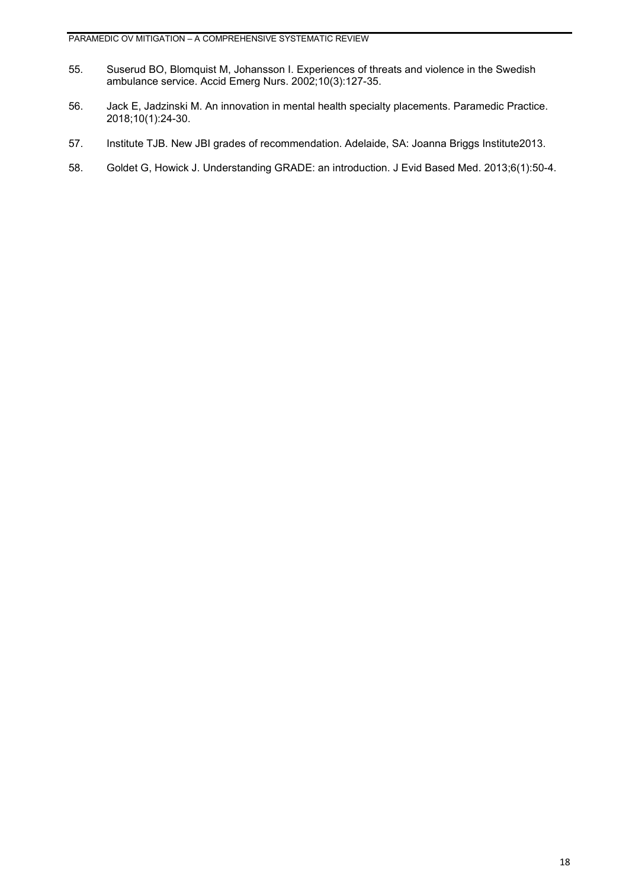55. Suserud BO, Blomquist M, Johansson I. Experiences of threats and violence in the Swedish ambulance service. Accid Emerg Nurs. 2002;10(3):127-35.

56. Jack E, Jadzinski M. An innovation in mental health specialty placements. Paramedic Practice. 2018;10(1):24-30.

57. Institute TJB. New JBI grades of recommendation. Adelaide, SA: Joanna Briggs Institute2013.

58. Goldet G, Howick J. Understanding GRADE: an introduction. J Evid Based Med. 2013;6(1):50-4.